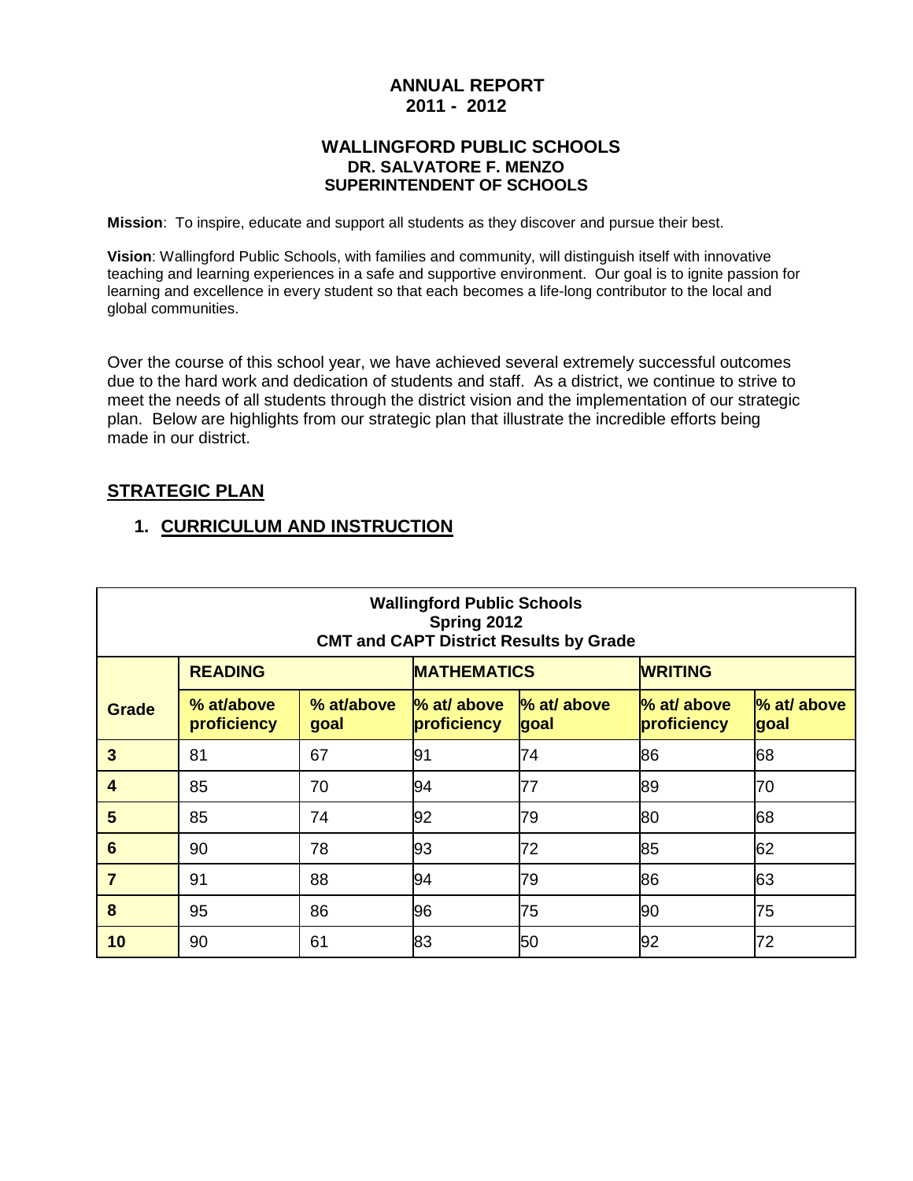# ANNUAL REPORT
## 2011 - 2012

## WALLINGFORD PUBLIC SCHOOLS
### DR. SALVATORE F. MENZO
### SUPERINTENDENT OF SCHOOLS

**Mission**: To inspire, educate and support all students as they discover and pursue their best.

**Vision**: Wallingford Public Schools, with families and community, will distinguish itself with innovative teaching and learning experiences in a safe and supportive environment. Our goal is to ignite passion for learning and excellence in every student so that each becomes a life-long contributor to the local and global communities.

Over the course of this school year, we have achieved several extremely successful outcomes due to the hard work and dedication of students and staff. As a district, we continue to strive to meet the needs of all students through the district vision and the implementation of our strategic plan. Below are highlights from our strategic plan that illustrate the incredible efforts being made in our district.

## STRATEGIC PLAN

### 1. CURRICULUM AND INSTRUCTION

**Wallingford Public Schools**
**Spring 2012**
**CMT and CAPT District Results by Grade**

| | READING | | MATHEMATICS | | WRITING | |
|---|---|---|---|---|---|---|
| **Grade** | **% at/above proficiency** | **% at/above goal** | **% at/ above proficiency** | **% at/ above goal** | **% at/ above proficiency** | **% at/ above goal** |
| **3** | 81 | 67 | 91 | 74 | 86 | 68 |
| **4** | 85 | 70 | 94 | 77 | 89 | 70 |
| **5** | 85 | 74 | 92 | 79 | 80 | 68 |
| **6** | 90 | 78 | 93 | 72 | 85 | 62 |
| **7** | 91 | 88 | 94 | 79 | 86 | 63 |
| **8** | 95 | 86 | 96 | 75 | 90 | 75 |
| **10** | 90 | 61 | 83 | 50 | 92 | 72 |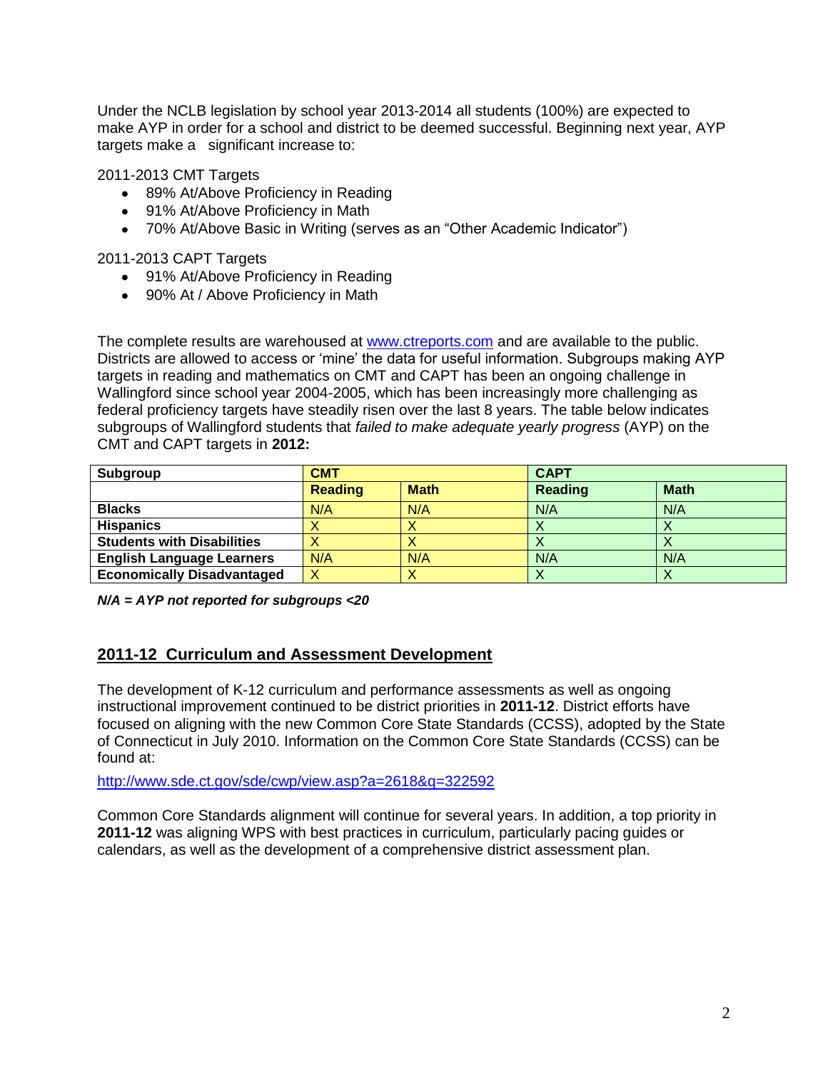Under the NCLB legislation by school year 2013-2014 all students (100%) are expected to make AYP in order for a school and district to be deemed successful. Beginning next year, AYP targets make a significant increase to:

2011-2013 CMT Targets

- 89% At/Above Proficiency in Reading
- 91% At/Above Proficiency in Math
- 70% At/Above Basic in Writing (serves as an "Other Academic Indicator")

2011-2013 CAPT Targets

- 91% At/Above Proficiency in Reading
- 90% At / Above Proficiency in Math

The complete results are warehoused at [www.ctreports.com](http://www.ctreports.com) and are available to the public. Districts are allowed to access or 'mine' the data for useful information. Subgroups making AYP targets in reading and mathematics on CMT and CAPT has been an ongoing challenge in Wallingford since school year 2004-2005, which has been increasingly more challenging as federal proficiency targets have steadily risen over the last 8 years. The table below indicates subgroups of Wallingford students that *failed to make adequate yearly progress* (AYP) on the CMT and CAPT targets in **2012:**

| **Subgroup** | **CMT** | | **CAPT** | |
|---|---|---|---|---|
| | **Reading** | **Math** | **Reading** | **Math** |
| **Blacks** | N/A | N/A | N/A | N/A |
| **Hispanics** | X | X | X | X |
| **Students with Disabilities** | X | X | X | X |
| **English Language Learners** | N/A | N/A | N/A | N/A |
| **Economically Disadvantaged** | X | X | X | X |

***N/A = AYP not reported for subgroups <20***

## 2011-12 Curriculum and Assessment Development

The development of K-12 curriculum and performance assessments as well as ongoing instructional improvement continued to be district priorities in **2011-12**. District efforts have focused on aligning with the new Common Core State Standards (CCSS), adopted by the State of Connecticut in July 2010. Information on the Common Core State Standards (CCSS) can be found at:

[http://www.sde.ct.gov/sde/cwp/view.asp?a=2618&q=322592](http://www.sde.ct.gov/sde/cwp/view.asp?a=2618&q=322592)

Common Core Standards alignment will continue for several years. In addition, a top priority in **2011-12** was aligning WPS with best practices in curriculum, particularly pacing guides or calendars, as well as the development of a comprehensive district assessment plan.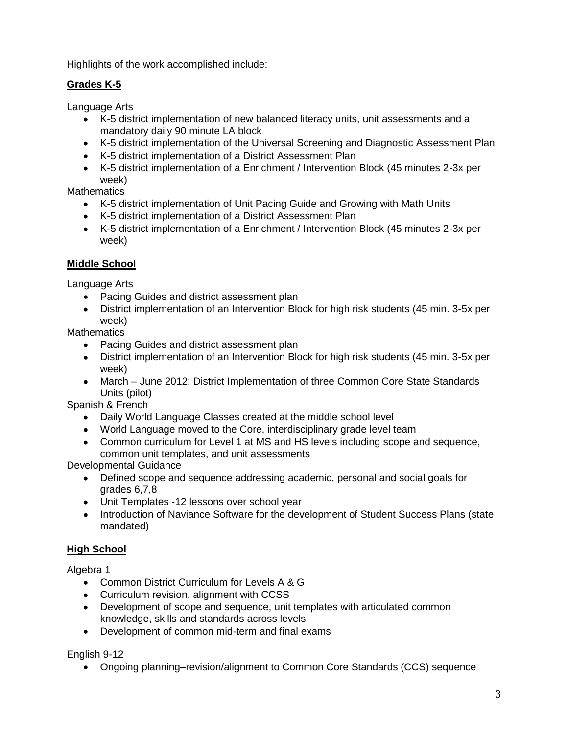Highlights of the work accomplished include:

**Grades K-5**

Language Arts

- K-5 district implementation of new balanced literacy units, unit assessments and a mandatory daily 90 minute LA block
- K-5 district implementation of the Universal Screening and Diagnostic Assessment Plan
- K-5 district implementation of a District Assessment Plan
- K-5 district implementation of a Enrichment / Intervention Block (45 minutes 2-3x per week)

Mathematics

- K-5 district implementation of Unit Pacing Guide and Growing with Math Units
- K-5 district implementation of a District Assessment Plan
- K-5 district implementation of a Enrichment / Intervention Block (45 minutes 2-3x per week)

**Middle School**

Language Arts

- Pacing Guides and district assessment plan
- District implementation of an Intervention Block for high risk students (45 min. 3-5x per week)

Mathematics

- Pacing Guides and district assessment plan
- District implementation of an Intervention Block for high risk students (45 min. 3-5x per week)
- March – June 2012: District Implementation of three Common Core State Standards Units (pilot)

Spanish & French

- Daily World Language Classes created at the middle school level
- World Language moved to the Core, interdisciplinary grade level team
- Common curriculum for Level 1 at MS and HS levels including scope and sequence, common unit templates, and unit assessments

Developmental Guidance

- Defined scope and sequence addressing academic, personal and social goals for grades 6,7,8
- Unit Templates -12 lessons over school year
- Introduction of Naviance Software for the development of Student Success Plans (state mandated)

**High School**

Algebra 1

- Common District Curriculum for Levels A & G
- Curriculum revision, alignment with CCSS
- Development of scope and sequence, unit templates with articulated common knowledge, skills and standards across levels
- Development of common mid-term and final exams

English 9-12

- Ongoing planning–revision/alignment to Common Core Standards (CCS) sequence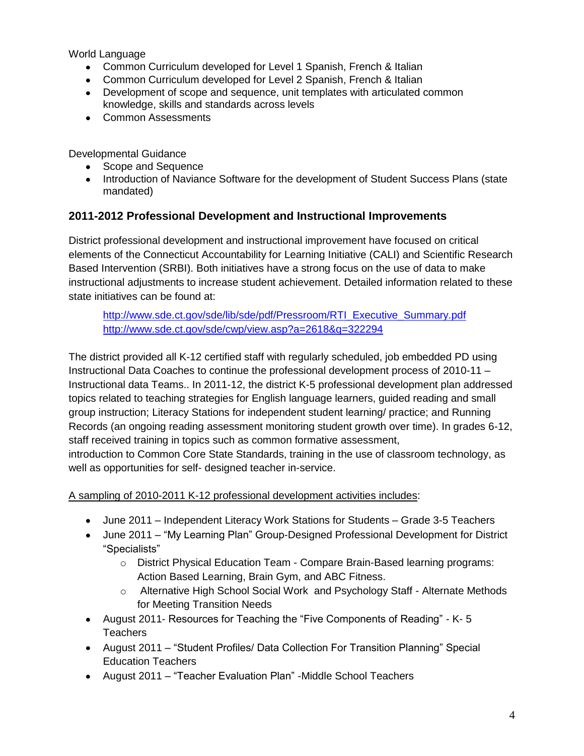World Language

- Common Curriculum developed for Level 1 Spanish, French & Italian
- Common Curriculum developed for Level 2 Spanish, French & Italian
- Development of scope and sequence, unit templates with articulated common knowledge, skills and standards across levels
- Common Assessments

Developmental Guidance

- Scope and Sequence
- Introduction of Naviance Software for the development of Student Success Plans (state mandated)

### 2011-2012 Professional Development and Instructional Improvements

District professional development and instructional improvement have focused on critical elements of the Connecticut Accountability for Learning Initiative (CALI) and Scientific Research Based Intervention (SRBI). Both initiatives have a strong focus on the use of data to make instructional adjustments to increase student achievement. Detailed information related to these state initiatives can be found at:

http://www.sde.ct.gov/sde/lib/sde/pdf/Pressroom/RTI_Executive_Summary.pdf
http://www.sde.ct.gov/sde/cwp/view.asp?a=2618&q=322294

The district provided all K-12 certified staff with regularly scheduled, job embedded PD using Instructional Data Coaches to continue the professional development process of 2010-11 – Instructional data Teams.. In 2011-12, the district K-5 professional development plan addressed topics related to teaching strategies for English language learners, guided reading and small group instruction; Literacy Stations for independent student learning/ practice; and Running Records (an ongoing reading assessment monitoring student growth over time). In grades 6-12, staff received training in topics such as common formative assessment, introduction to Common Core State Standards, training in the use of classroom technology, as well as opportunities for self- designed teacher in-service.

A sampling of 2010-2011 K-12 professional development activities includes:

- June 2011 – Independent Literacy Work Stations for Students – Grade 3-5 Teachers
- June 2011 – "My Learning Plan" Group-Designed Professional Development for District "Specialists"
  - District Physical Education Team - Compare Brain-Based learning programs: Action Based Learning, Brain Gym, and ABC Fitness.
  - Alternative High School Social Work and Psychology Staff - Alternate Methods for Meeting Transition Needs
- August 2011- Resources for Teaching the "Five Components of Reading" - K- 5 Teachers
- August 2011 – "Student Profiles/ Data Collection For Transition Planning" Special Education Teachers
- August 2011 – "Teacher Evaluation Plan" -Middle School Teachers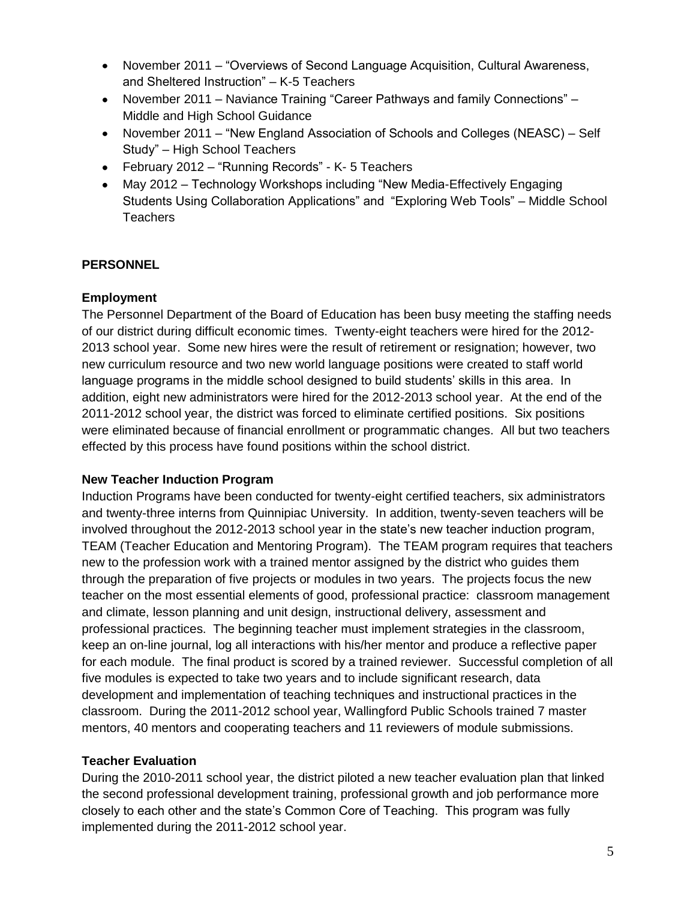- November 2011 – "Overviews of Second Language Acquisition, Cultural Awareness, and Sheltered Instruction" – K-5 Teachers
- November 2011 – Naviance Training "Career Pathways and family Connections" – Middle and High School Guidance
- November 2011 – "New England Association of Schools and Colleges (NEASC) – Self Study" – High School Teachers
- February 2012 – "Running Records" - K- 5 Teachers
- May 2012 – Technology Workshops including "New Media-Effectively Engaging Students Using Collaboration Applications" and "Exploring Web Tools" – Middle School Teachers

## PERSONNEL

### Employment

The Personnel Department of the Board of Education has been busy meeting the staffing needs of our district during difficult economic times. Twenty-eight teachers were hired for the 2012-2013 school year. Some new hires were the result of retirement or resignation; however, two new curriculum resource and two new world language positions were created to staff world language programs in the middle school designed to build students' skills in this area. In addition, eight new administrators were hired for the 2012-2013 school year. At the end of the 2011-2012 school year, the district was forced to eliminate certified positions. Six positions were eliminated because of financial enrollment or programmatic changes. All but two teachers effected by this process have found positions within the school district.

### New Teacher Induction Program

Induction Programs have been conducted for twenty-eight certified teachers, six administrators and twenty-three interns from Quinnipiac University. In addition, twenty-seven teachers will be involved throughout the 2012-2013 school year in the state's new teacher induction program, TEAM (Teacher Education and Mentoring Program). The TEAM program requires that teachers new to the profession work with a trained mentor assigned by the district who guides them through the preparation of five projects or modules in two years. The projects focus the new teacher on the most essential elements of good, professional practice: classroom management and climate, lesson planning and unit design, instructional delivery, assessment and professional practices. The beginning teacher must implement strategies in the classroom, keep an on-line journal, log all interactions with his/her mentor and produce a reflective paper for each module. The final product is scored by a trained reviewer. Successful completion of all five modules is expected to take two years and to include significant research, data development and implementation of teaching techniques and instructional practices in the classroom. During the 2011-2012 school year, Wallingford Public Schools trained 7 master mentors, 40 mentors and cooperating teachers and 11 reviewers of module submissions.

### Teacher Evaluation

During the 2010-2011 school year, the district piloted a new teacher evaluation plan that linked the second professional development training, professional growth and job performance more closely to each other and the state's Common Core of Teaching. This program was fully implemented during the 2011-2012 school year.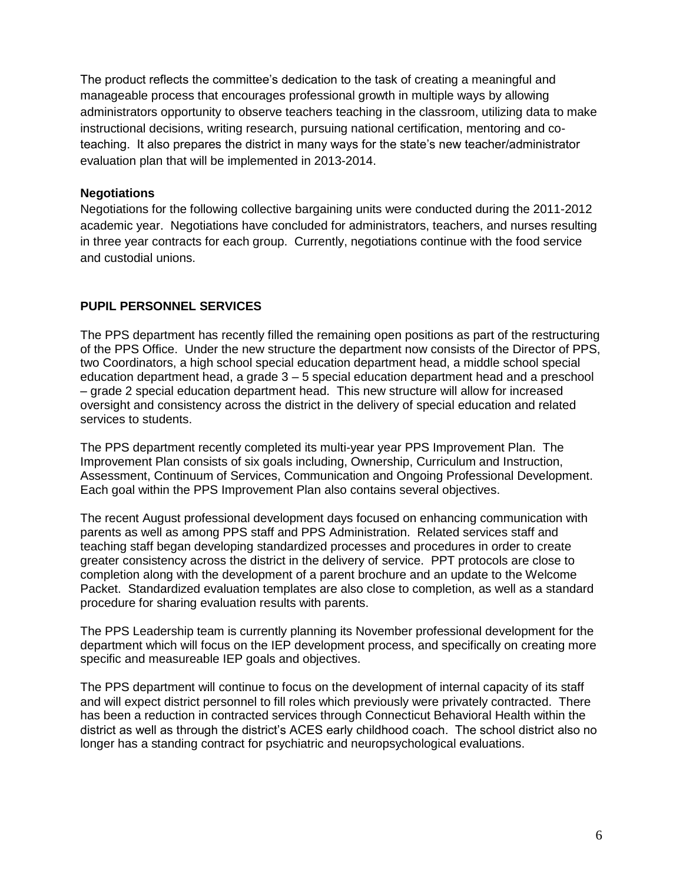The product reflects the committee's dedication to the task of creating a meaningful and manageable process that encourages professional growth in multiple ways by allowing administrators opportunity to observe teachers teaching in the classroom, utilizing data to make instructional decisions, writing research, pursuing national certification, mentoring and co-teaching. It also prepares the district in many ways for the state's new teacher/administrator evaluation plan that will be implemented in 2013-2014.

### Negotiations

Negotiations for the following collective bargaining units were conducted during the 2011-2012 academic year. Negotiations have concluded for administrators, teachers, and nurses resulting in three year contracts for each group. Currently, negotiations continue with the food service and custodial unions.

## PUPIL PERSONNEL SERVICES

The PPS department has recently filled the remaining open positions as part of the restructuring of the PPS Office. Under the new structure the department now consists of the Director of PPS, two Coordinators, a high school special education department head, a middle school special education department head, a grade 3 – 5 special education department head and a preschool – grade 2 special education department head. This new structure will allow for increased oversight and consistency across the district in the delivery of special education and related services to students.

The PPS department recently completed its multi-year year PPS Improvement Plan. The Improvement Plan consists of six goals including, Ownership, Curriculum and Instruction, Assessment, Continuum of Services, Communication and Ongoing Professional Development. Each goal within the PPS Improvement Plan also contains several objectives.

The recent August professional development days focused on enhancing communication with parents as well as among PPS staff and PPS Administration. Related services staff and teaching staff began developing standardized processes and procedures in order to create greater consistency across the district in the delivery of service. PPT protocols are close to completion along with the development of a parent brochure and an update to the Welcome Packet. Standardized evaluation templates are also close to completion, as well as a standard procedure for sharing evaluation results with parents.

The PPS Leadership team is currently planning its November professional development for the department which will focus on the IEP development process, and specifically on creating more specific and measureable IEP goals and objectives.

The PPS department will continue to focus on the development of internal capacity of its staff and will expect district personnel to fill roles which previously were privately contracted. There has been a reduction in contracted services through Connecticut Behavioral Health within the district as well as through the district's ACES early childhood coach. The school district also no longer has a standing contract for psychiatric and neuropsychological evaluations.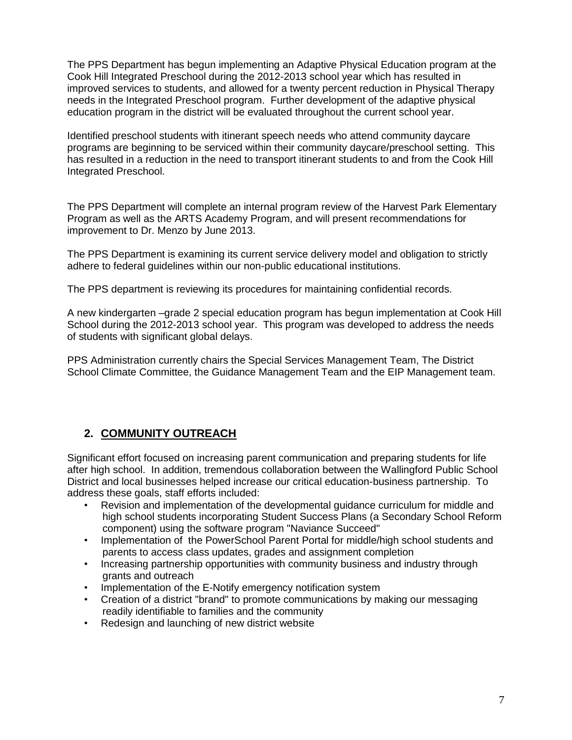The PPS Department has begun implementing an Adaptive Physical Education program at the Cook Hill Integrated Preschool during the 2012-2013 school year which has resulted in improved services to students, and allowed for a twenty percent reduction in Physical Therapy needs in the Integrated Preschool program. Further development of the adaptive physical education program in the district will be evaluated throughout the current school year.

Identified preschool students with itinerant speech needs who attend community daycare programs are beginning to be serviced within their community daycare/preschool setting. This has resulted in a reduction in the need to transport itinerant students to and from the Cook Hill Integrated Preschool.

The PPS Department will complete an internal program review of the Harvest Park Elementary Program as well as the ARTS Academy Program, and will present recommendations for improvement to Dr. Menzo by June 2013.

The PPS Department is examining its current service delivery model and obligation to strictly adhere to federal guidelines within our non-public educational institutions.

The PPS department is reviewing its procedures for maintaining confidential records.

A new kindergarten –grade 2 special education program has begun implementation at Cook Hill School during the 2012-2013 school year. This program was developed to address the needs of students with significant global delays.

PPS Administration currently chairs the Special Services Management Team, The District School Climate Committee, the Guidance Management Team and the EIP Management team.

## 2. COMMUNITY OUTREACH

Significant effort focused on increasing parent communication and preparing students for life after high school. In addition, tremendous collaboration between the Wallingford Public School District and local businesses helped increase our critical education-business partnership. To address these goals, staff efforts included:

- Revision and implementation of the developmental guidance curriculum for middle and high school students incorporating Student Success Plans (a Secondary School Reform component) using the software program "Naviance Succeed"
- Implementation of the PowerSchool Parent Portal for middle/high school students and parents to access class updates, grades and assignment completion
- Increasing partnership opportunities with community business and industry through grants and outreach
- Implementation of the E-Notify emergency notification system
- Creation of a district "brand" to promote communications by making our messaging readily identifiable to families and the community
- Redesign and launching of new district website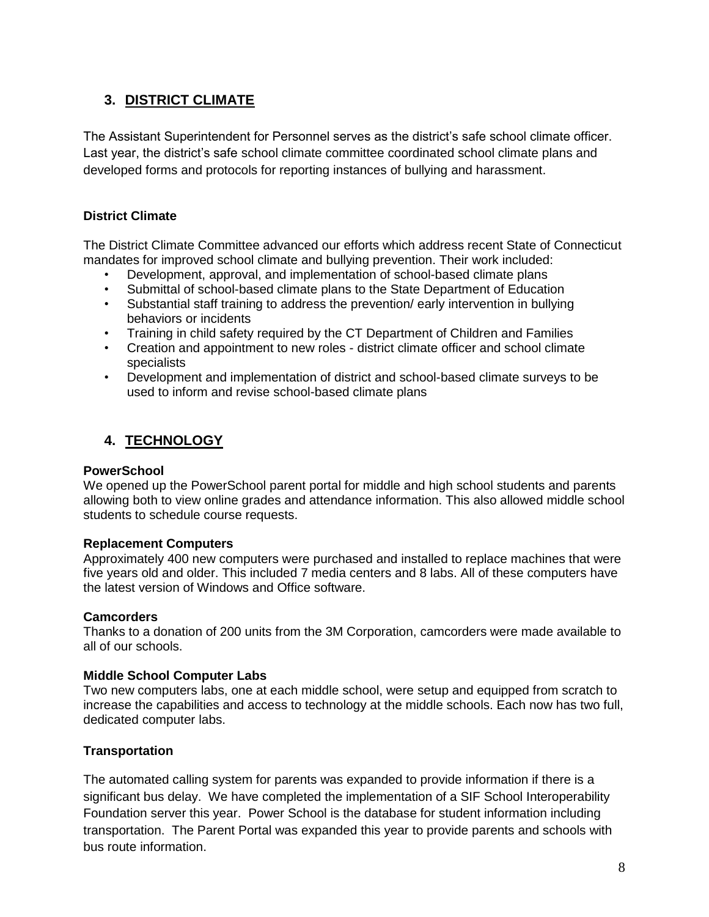## 3. DISTRICT CLIMATE

The Assistant Superintendent for Personnel serves as the district's safe school climate officer. Last year, the district's safe school climate committee coordinated school climate plans and developed forms and protocols for reporting instances of bullying and harassment.

### District Climate

The District Climate Committee advanced our efforts which address recent State of Connecticut mandates for improved school climate and bullying prevention. Their work included:

- Development, approval, and implementation of school-based climate plans
- Submittal of school-based climate plans to the State Department of Education
- Substantial staff training to address the prevention/ early intervention in bullying behaviors or incidents
- Training in child safety required by the CT Department of Children and Families
- Creation and appointment to new roles - district climate officer and school climate specialists
- Development and implementation of district and school-based climate surveys to be used to inform and revise school-based climate plans

## 4. TECHNOLOGY

### PowerSchool

We opened up the PowerSchool parent portal for middle and high school students and parents allowing both to view online grades and attendance information. This also allowed middle school students to schedule course requests.

### Replacement Computers

Approximately 400 new computers were purchased and installed to replace machines that were five years old and older. This included 7 media centers and 8 labs. All of these computers have the latest version of Windows and Office software.

### Camcorders

Thanks to a donation of 200 units from the 3M Corporation, camcorders were made available to all of our schools.

### Middle School Computer Labs

Two new computers labs, one at each middle school, were setup and equipped from scratch to increase the capabilities and access to technology at the middle schools. Each now has two full, dedicated computer labs.

### Transportation

The automated calling system for parents was expanded to provide information if there is a significant bus delay. We have completed the implementation of a SIF School Interoperability Foundation server this year. Power School is the database for student information including transportation. The Parent Portal was expanded this year to provide parents and schools with bus route information.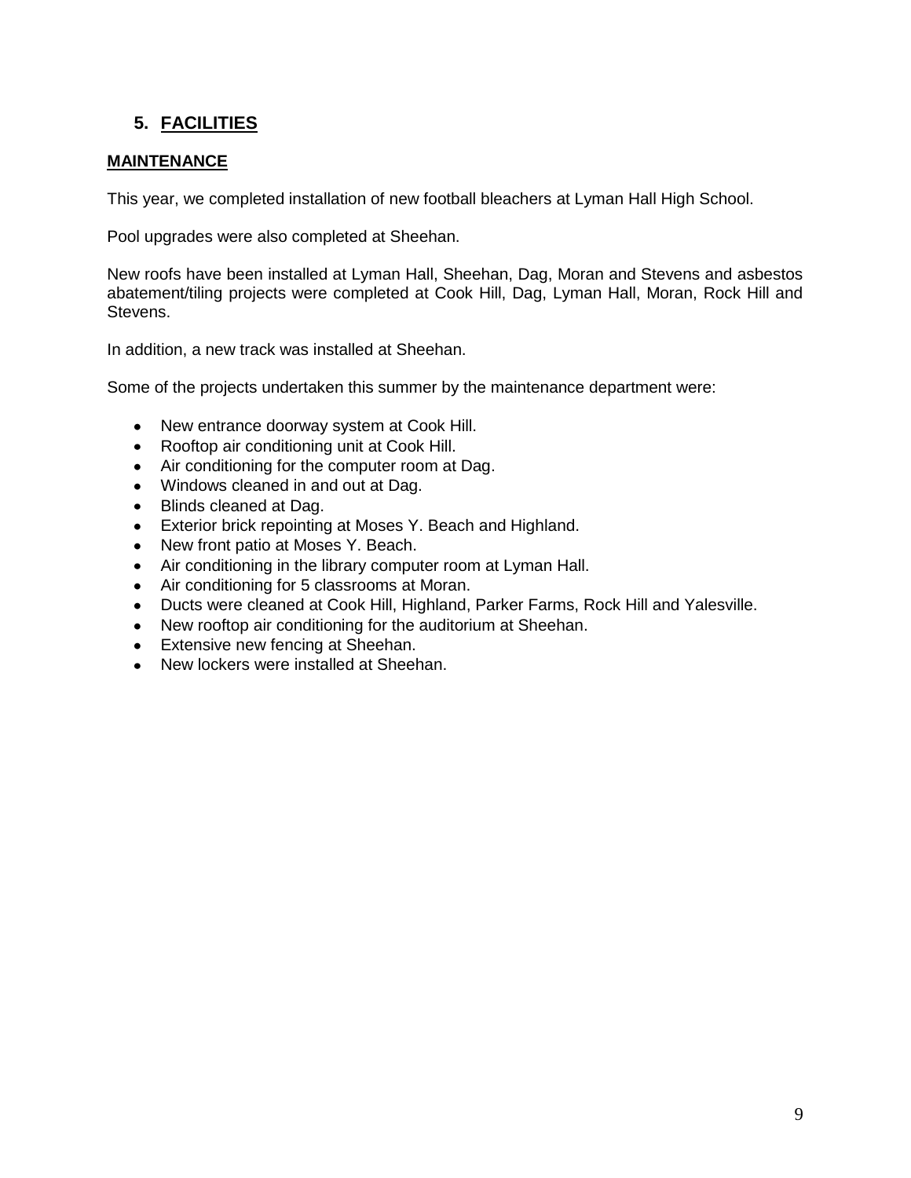## 5. FACILITIES

### MAINTENANCE

This year, we completed installation of new football bleachers at Lyman Hall High School.

Pool upgrades were also completed at Sheehan.

New roofs have been installed at Lyman Hall, Sheehan, Dag, Moran and Stevens and asbestos abatement/tiling projects were completed at Cook Hill, Dag, Lyman Hall, Moran, Rock Hill and Stevens.

In addition, a new track was installed at Sheehan.

Some of the projects undertaken this summer by the maintenance department were:

- New entrance doorway system at Cook Hill.
- Rooftop air conditioning unit at Cook Hill.
- Air conditioning for the computer room at Dag.
- Windows cleaned in and out at Dag.
- Blinds cleaned at Dag.
- Exterior brick repointing at Moses Y. Beach and Highland.
- New front patio at Moses Y. Beach.
- Air conditioning in the library computer room at Lyman Hall.
- Air conditioning for 5 classrooms at Moran.
- Ducts were cleaned at Cook Hill, Highland, Parker Farms, Rock Hill and Yalesville.
- New rooftop air conditioning for the auditorium at Sheehan.
- Extensive new fencing at Sheehan.
- New lockers were installed at Sheehan.